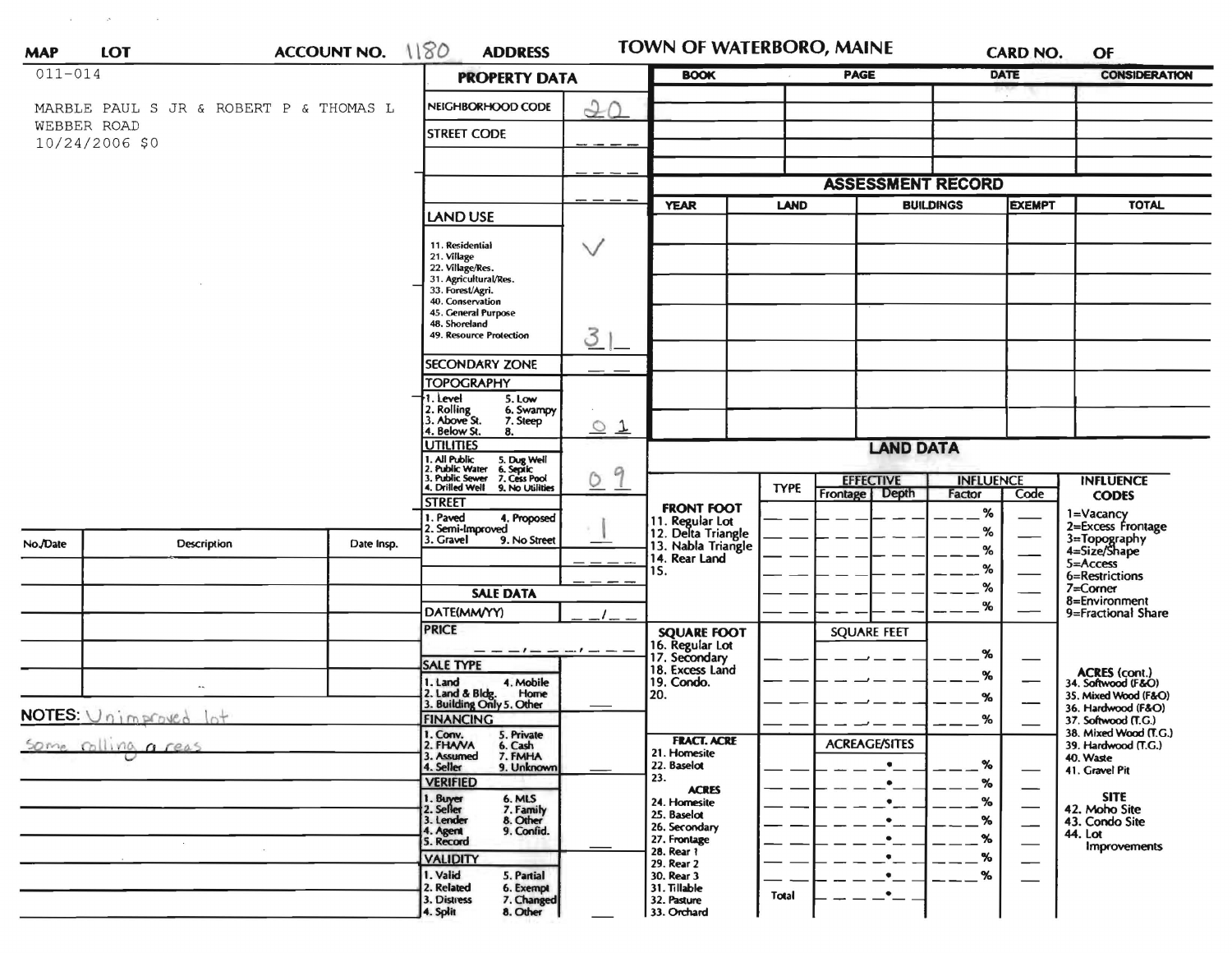**MAP** | **LOT** | **ACCOUNT NO.** 1180 | **ADDRESS** | **TOWN OF WATERBORO, MAINE** | **CARD NO.** | **OF**

011-014

MARBLE PAUL S JR & ROBERT P & THOMAS L
WEBBER ROAD
10/24/2006 $0

## PROPERTY DATA

| | |
|---|---|
| NEIGHBORHOOD CODE | 20 |
| STREET CODE | |
| | |
| | |

**LAND USE**

11. Residential
21. Village
22. Village/Res.
31. Agricultural/Res.
33. Forest/Agri.
40. Conservation
45. General Purpose
48. Shoreland
49. Resource Protection

Land Use: ✓ 31

**SECONDARY ZONE**

**TOPOGRAPHY**: 0 1
1. Level 2. Rolling 3. Above St. 4. Below St. 5. Low 6. Swampy 7. Steep 8.

**UTILITIES**: 0 9
1. All Public 2. Public Water 3. Public Sewer 4. Drilled Well 5. Dug Well 6. Septic 7. Cess Pool 9. No Utilities

**STREET**: 1
1. Paved 2. Semi-Improved 3. Gravel 4. Proposed 9. No Street

**SALE DATA**

DATE(MM/YY)

PRICE

**SALE TYPE**
1. Land 2. Land & Bldg. 3. Building Only 4. Mobile Home 5. Other

**FINANCING**
1. Conv. 2. FHA/VA 3. Assumed 4. Seller 5. Private 6. Cash 7. FMHA 9. Unknown

**VERIFIED**
1. Buyer 2. Seller 3. Lender 4. Agent 5. Record 6. MLS 7. Family 8. Other 9. Confid.

**VALIDITY**
1. Valid 2. Related 3. Distress 4. Split 5. Partial 6. Exempt 7. Changed 8. Other

| BOOK | PAGE | DATE | CONSIDERATION |
|---|---|---|---|
| | | | |
| | | | |
| | | | |
| | | | |

## ASSESSMENT RECORD

| YEAR | LAND | BUILDINGS | EXEMPT | TOTAL |
|---|---|---|---|---|
| | | | | |
| | | | | |
| | | | | |
| | | | | |
| | | | | |
| | | | | |
| | | | | |

## LAND DATA

| | TYPE | EFFECTIVE Frontage | EFFECTIVE Depth | INFLUENCE Factor | INFLUENCE Code |
|---|---|---|---|---|---|
| **FRONT FOOT** 11. Regular Lot 12. Delta Triangle 13. Nabla Triangle 14. Rear Land 15. | | | | % | |
| **SQUARE FOOT** 16. Regular Lot 17. Secondary 18. Excess Land 19. Condo. 20. | | SQUARE FEET | | % | |
| **FRACT. ACRE** 21. Homesite 22. Baselot 23. **ACRES** 24. Homesite 25. Baselot 26. Secondary 27. Frontage 28. Rear 1 29. Rear 2 30. Rear 3 31. Tillable 32. Pasture 33. Orchard | Total | ACREAGE/SITES | | % | |

**INFLUENCE CODES**
1=Vacancy
2=Excess Frontage
3=Topography
4=Size/Shape
5=Access
6=Restrictions
7=Corner
8=Environment
9=Fractional Share

**ACRES (cont.)**
34. Softwood (F&O)
35. Mixed Wood (F&O)
36. Hardwood (F&O)
37. Softwood (T.G.)
38. Mixed Wood (T.G.)
39. Hardwood (T.G.)
40. Waste
41. Gravel Pit

**SITE**
42. Moho Site
43. Condo Site
44. Lot Improvements

| No./Date | Description | Date Insp. |
|---|---|---|
| | | |
| | | |
| | | |
| | | |
| | | |
| | | |

**NOTES:** Unimproved lot
some rolling areas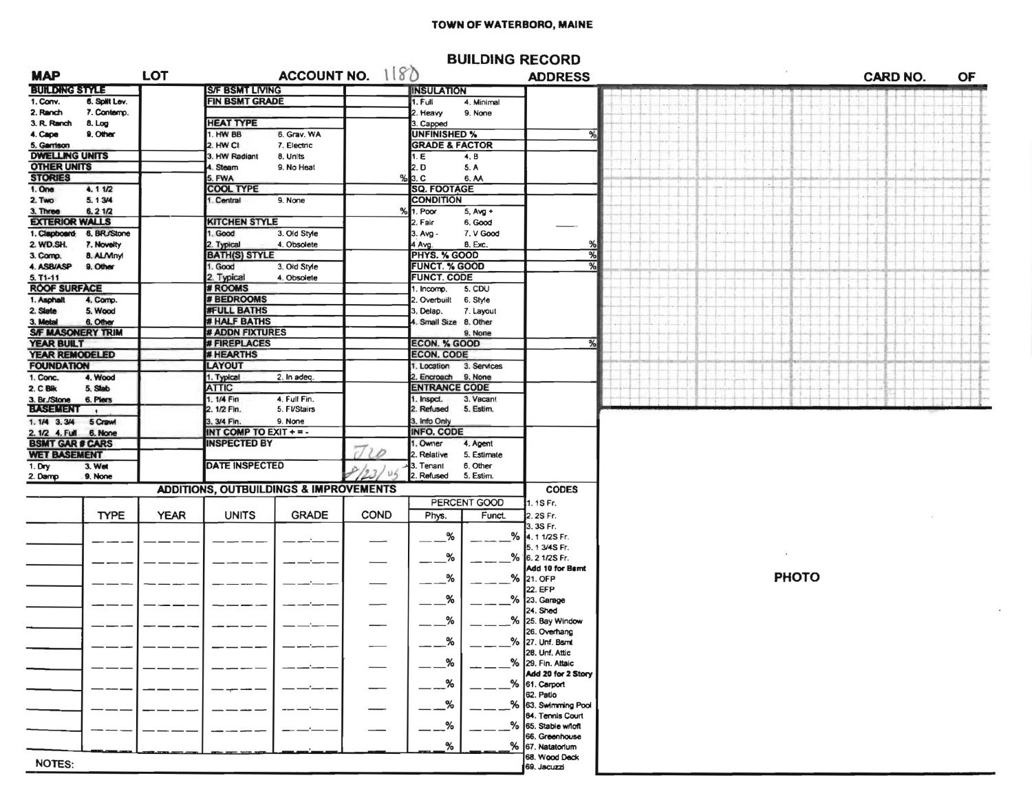**TOWN OF WATERBORO, MAINE**

## BUILDING RECORD

**MAP** | **LOT** | **ACCOUNT NO.** 1180 | **ADDRESS** | **CARD NO.** | **OF**

| | | | | | | |
|---|---|---|---|---|---|---|
| **BUILDING STYLE** | | **S/F BSMT LIVING** | | **INSULATION** | | |
| 1. Conv. 6. Split Lev. | | **FIN BSMT GRADE** | | 1. Full 4. Minimal | | |
| 2. Ranch 7. Contemp. | | | | 2. Heavy 9. None | | |
| 3. R. Ranch 8. Log | | **HEAT TYPE** | | 3. Capped | | |
| 4. Cape 9. Other | | 1. HW BB 6. Grav. WA | | **UNFINISHED %** | | % |
| 5. Garrison | | 2. HW CI 7. Electric | | **GRADE & FACTOR** | | |
| **DWELLING UNITS** | | 3. HW Radiant 8. Units | | 1. E 4. B | | |
| **OTHER UNITS** | | 4. Steam 9. No Heat | | 2. D 5. A | | |
| **STORIES** | | 5. FWA | % | 3. C 6. AA | | |
| 1. One 4. 1 1/2 | | **COOL TYPE** | | **SQ. FOOTAGE** | | |
| 2. Two 5. 1 3/4 | | 1. Central 9. None | | **CONDITION** | | |
| 3. Three 6. 2 1/2 | | | % | 1. Poor 5. Avg + | | |
| **EXTERIOR WALLS** | | **KITCHEN STYLE** | | 2. Fair 6. Good | | |
| 1. Clapboard 6. BR/Stone | | 1. Good 3. Old Style | | 3. Avg - 7. V Good | | |
| 2. WD.SH. 7. Novelty | | 2. Typical 4. Obsolete | | 4 Avg. 8. Exc. | | % |
| 3. Comp. 8. AL/Vinyl | | **BATH(S) STYLE** | | **PHYS. % GOOD** | | % |
| 4. ASB/ASP 9. Other | | 1. Good 3. Old Style | | **FUNCT. % GOOD** | | % |
| 5. T1-11 | | 2. Typical 4. Obsolete | | **FUNCT. CODE** | | |
| **ROOF SURFACE** | | **# ROOMS** | | 1. Incomp. 5. CDU | | |
| 1. Asphalt 4. Comp. | | **# BEDROOMS** | | 2. Overbuilt 6. Style | | |
| 2. Slate 5. Wood | | **#FULL BATHS** | | 3. Delap. 7. Layout | | |
| 3. Metal 6. Other | | **# HALF BATHS** | | 4. Small Size 8. Other | | |
| **S/F MASONERY TRIM** | | **# ADDN FIXTURES** | | 9. None | | |
| **YEAR BUILT** | | **# FIREPLACES** | | **ECON. % GOOD** | | % |
| **YEAR REMODELED** | | **# HEARTHS** | | **ECON. CODE** | | |
| **FOUNDATION** | | **LAYOUT** | | 1. Location 3. Services | | |
| 1. Conc. 4. Wood | | 1. Typical 2. In adeq. | | 2. Encroach 9. None | | |
| 2. C Blk 5. Slab | | **ATTIC** | | **ENTRANCE CODE** | | |
| 3. Br./Stone 6. Piers | | 1. 1/4 Fin 4. Full Fin. | | 1. Inspct. 3. Vacant | | |
| **BASEMENT** | | 2. 1/2 Fin. 5. Fl/Stairs | | 2. Refused 5. Estim. | | |
| 1. 1/4 3. 3/4 5 Crawl | | 3. 3/4 Fin. 9. None | | 3. Info Only | | |
| 2. 1/2 4. Full 6. None | | **INT COMP TO EXIT + = -** | | **INFO. CODE** | | |
| **BSMT GAR # CARS** | | **INSPECTED BY** | JZD | 1. Owner 4. Agent | | |
| **WET BASEMENT** | | | | 2. Relative 5. Estimate | | |
| 1. Dry 3. Wet | | **DATE INSPECTED** | 8/23/05 | 3. Tenant 6. Other | | |
| 2. Damp 9. None | | | | 2. Refused 5. Estim. | | |

### ADDITIONS, OUTBUILDINGS & IMPROVEMENTS

| | TYPE | YEAR | UNITS | GRADE | COND | PERCENT GOOD Phys. | PERCENT GOOD Funct. |
|---|---|---|---|---|---|---|---|
| | | | | | | % | % |
| | | | | | | % | % |
| | | | | | | % | % |
| | | | | | | % | % |
| | | | | | | % | % |
| | | | | | | % | % |
| | | | | | | % | % |
| | | | | | | % | % |
| | | | | | | % | % |
| | | | | | | % | % |
| | | | | | | % | % |

**NOTES:**

**CODES**

1. 1S Fr.
2. 2S Fr.
3. 3S Fr.
4. 1 1/2S Fr.
5. 1 3/4S Fr.
6. 2 1/2S Fr.

**Add 10 for Bsmt**

21. OFP
22. EFP
23. Garage
24. Shed
25. Bay Window
26. Overhang
27. Unf. Bsmt
28. Unf. Attic
29. Fin. Attaic

**Add 20 for 2 Story**

61. Carport
62. Patio
63. Swimming Pool
64. Tennis Court
65. Stable w/loft
66. Greenhouse
67. Natatorium
68. Wood Deck
69. Jacuzzi

**PHOTO**